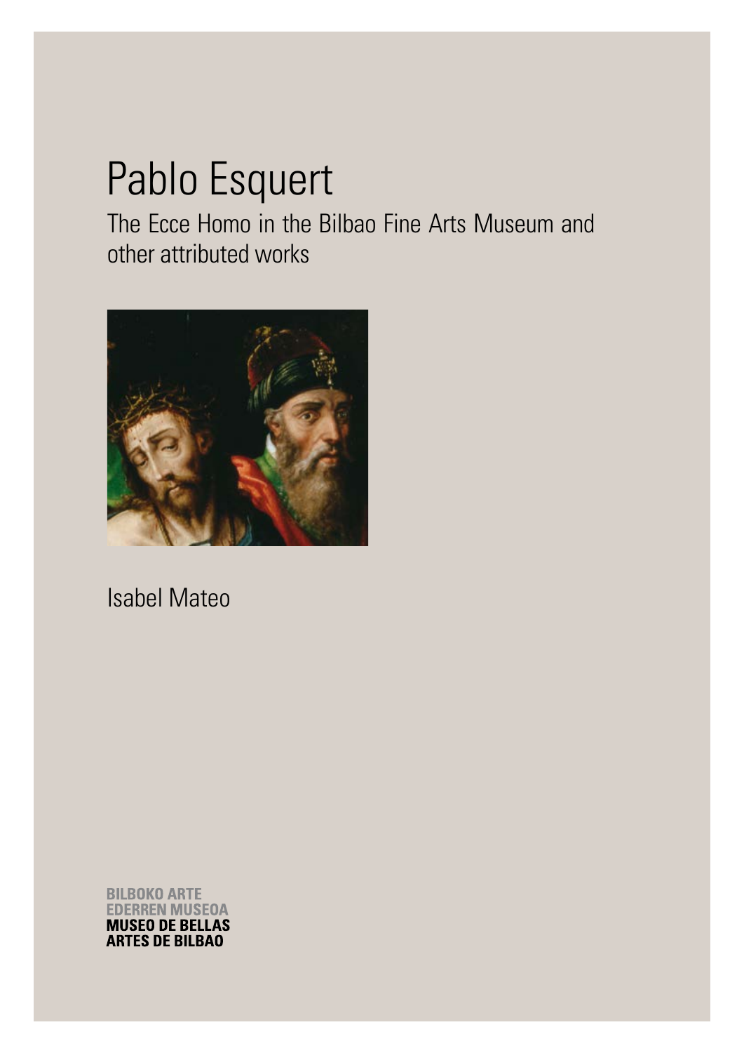# Pablo Esquert

The Ecce Homo in the Bilbao Fine Arts Museum and other attributed works

Isabel Mateo

BILBOKO ARTE
EDERREN MUSEOA
**MUSEO DE BELLAS
ARTES DE BILBAO**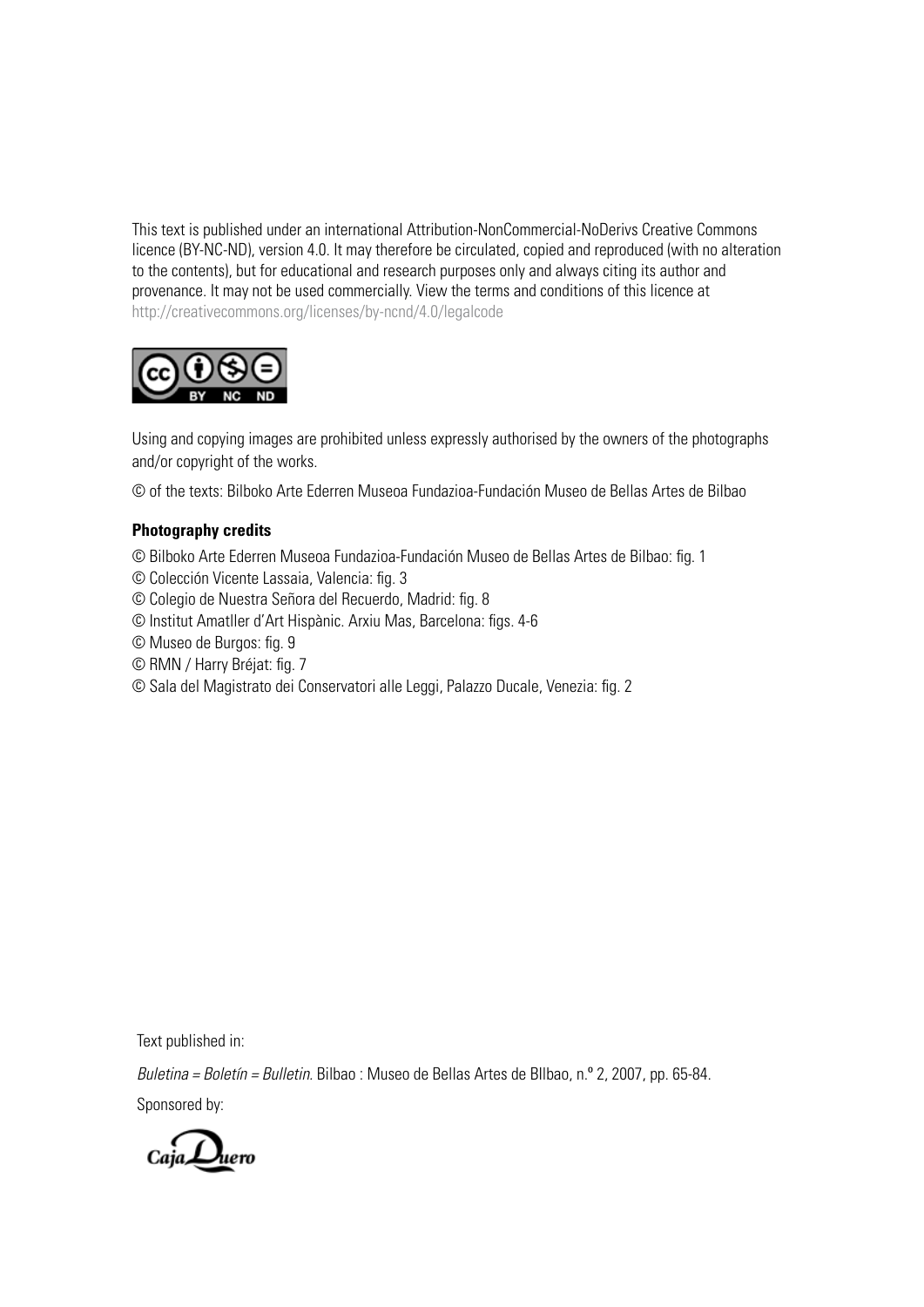This text is published under an international Attribution-NonCommercial-NoDerivs Creative Commons licence (BY-NC-ND), version 4.0. It may therefore be circulated, copied and reproduced (with no alteration to the contents), but for educational and research purposes only and always citing its author and provenance. It may not be used commercially. View the terms and conditions of this licence at http://creativecommons.org/licenses/by-ncnd/4.0/legalcode

Using and copying images are prohibited unless expressly authorised by the owners of the photographs and/or copyright of the works.

© of the texts: Bilboko Arte Ederren Museoa Fundazioa-Fundación Museo de Bellas Artes de Bilbao

**Photography credits**

© Bilboko Arte Ederren Museoa Fundazioa-Fundación Museo de Bellas Artes de Bilbao: fig. 1
© Colección Vicente Lassaia, Valencia: fig. 3
© Colegio de Nuestra Señora del Recuerdo, Madrid: fig. 8
© Institut Amatller d'Art Hispànic. Arxiu Mas, Barcelona: figs. 4-6
© Museo de Burgos: fig. 9
© RMN / Harry Bréjat: fig. 7
© Sala del Magistrato dei Conservatori alle Leggi, Palazzo Ducale, Venezia: fig. 2

Text published in:

*Buletina = Boletín = Bulletin.* Bilbao : Museo de Bellas Artes de BIlbao, n.º 2, 2007, pp. 65-84.

Sponsored by:

Caja Duero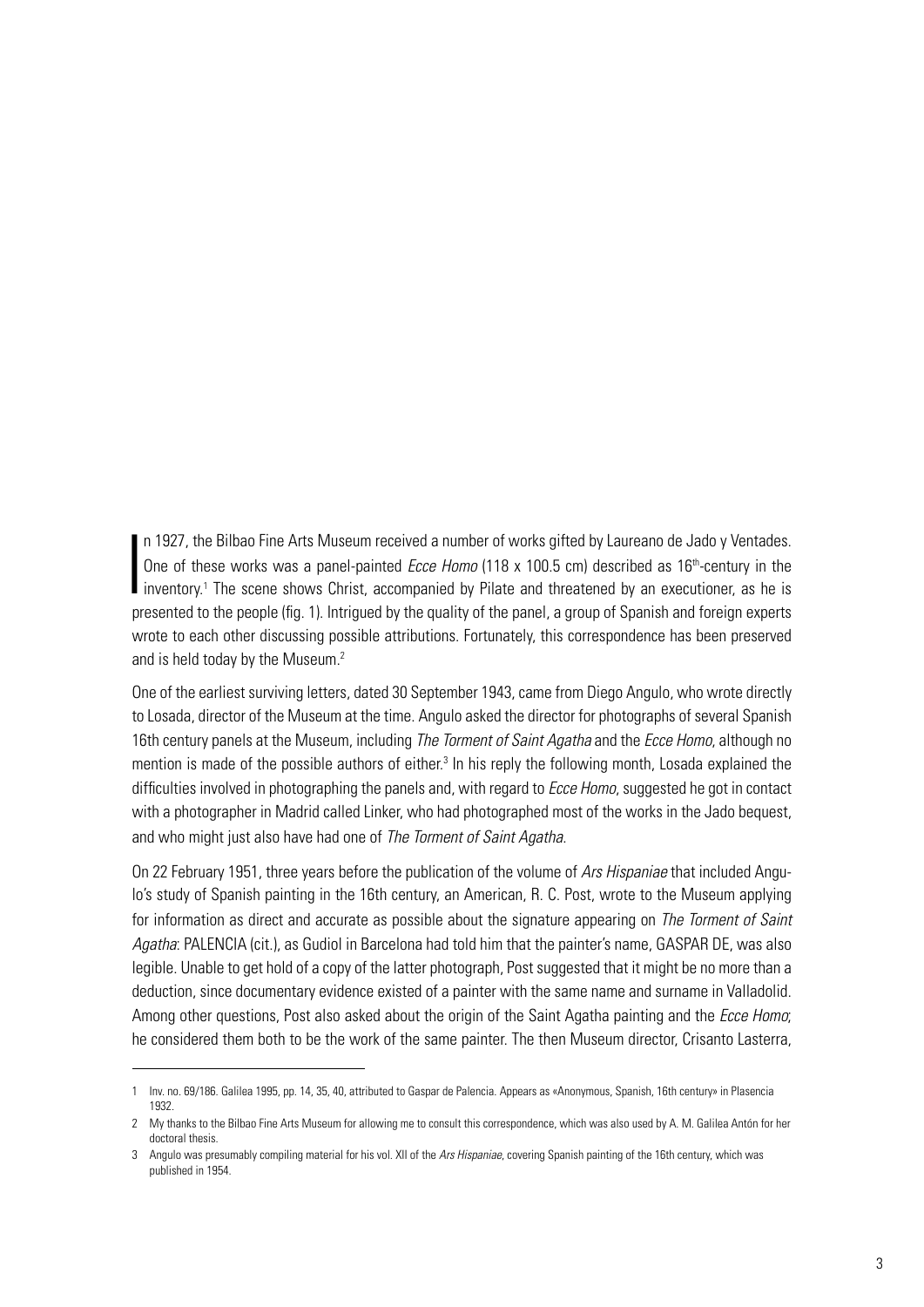In 1927, the Bilbao Fine Arts Museum received a number of works gifted by Laureano de Jado y Ventades. One of these works was a panel-painted *Ecce Homo* (118 x 100.5 cm) described as 16th-century in the inventory.[1] The scene shows Christ, accompanied by Pilate and threatened by an executioner, as he is presented to the people (fig. 1). Intrigued by the quality of the panel, a group of Spanish and foreign experts wrote to each other discussing possible attributions. Fortunately, this correspondence has been preserved and is held today by the Museum.[2]

One of the earliest surviving letters, dated 30 September 1943, came from Diego Angulo, who wrote directly to Losada, director of the Museum at the time. Angulo asked the director for photographs of several Spanish 16th century panels at the Museum, including *The Torment of Saint Agatha* and the *Ecce Homo*, although no mention is made of the possible authors of either.[3] In his reply the following month, Losada explained the difficulties involved in photographing the panels and, with regard to *Ecce Homo*, suggested he got in contact with a photographer in Madrid called Linker, who had photographed most of the works in the Jado bequest, and who might just also have had one of *The Torment of Saint Agatha*.

On 22 February 1951, three years before the publication of the volume of *Ars Hispaniae* that included Angulo's study of Spanish painting in the 16th century, an American, R. C. Post, wrote to the Museum applying for information as direct and accurate as possible about the signature appearing on *The Torment of Saint Agatha*: PALENCIA (cit.), as Gudiol in Barcelona had told him that the painter's name, GASPAR DE, was also legible. Unable to get hold of a copy of the latter photograph, Post suggested that it might be no more than a deduction, since documentary evidence existed of a painter with the same name and surname in Valladolid. Among other questions, Post also asked about the origin of the Saint Agatha painting and the *Ecce Homo*; he considered them both to be the work of the same painter. The then Museum director, Crisanto Lasterra,

---

1 Inv. no. 69/186. Galilea 1995, pp. 14, 35, 40, attributed to Gaspar de Palencia. Appears as «Anonymous, Spanish, 16th century» in Plasencia 1932.

2 My thanks to the Bilbao Fine Arts Museum for allowing me to consult this correspondence, which was also used by A. M. Galilea Antón for her doctoral thesis.

3 Angulo was presumably compiling material for his vol. XII of the *Ars Hispaniae*, covering Spanish painting of the 16th century, which was published in 1954.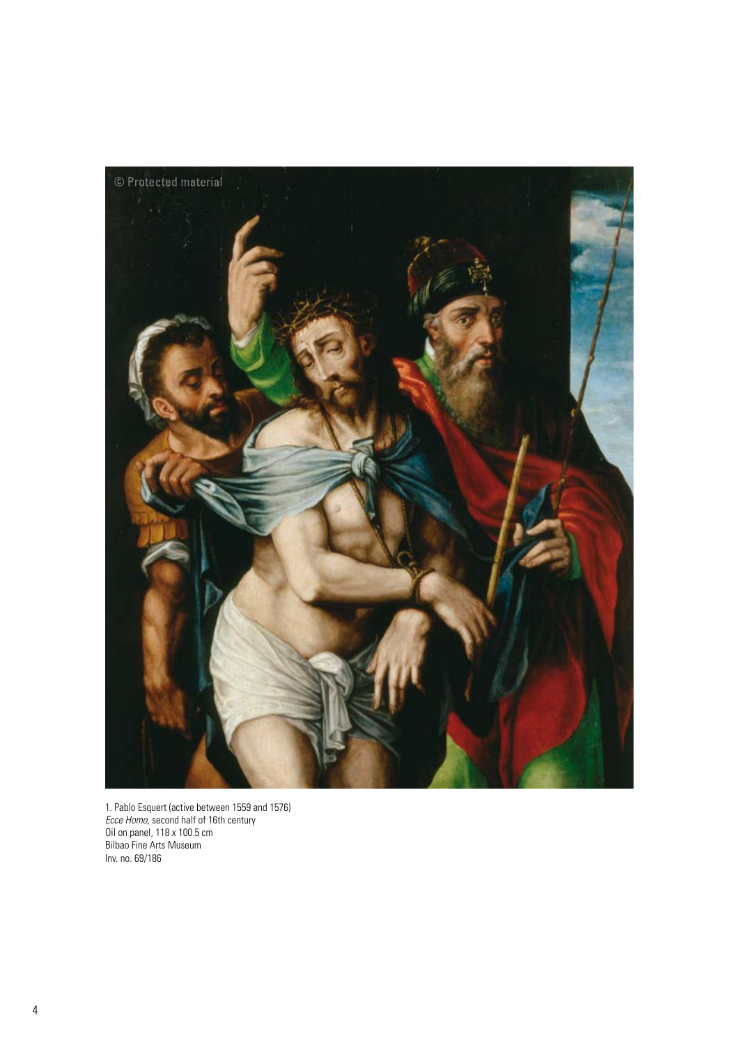1. Pablo Esquert (active between 1559 and 1576)
*Ecce Homo*, second half of 16th century
Oil on panel, 118 x 100.5 cm
Bilbao Fine Arts Museum
Inv. no. 69/186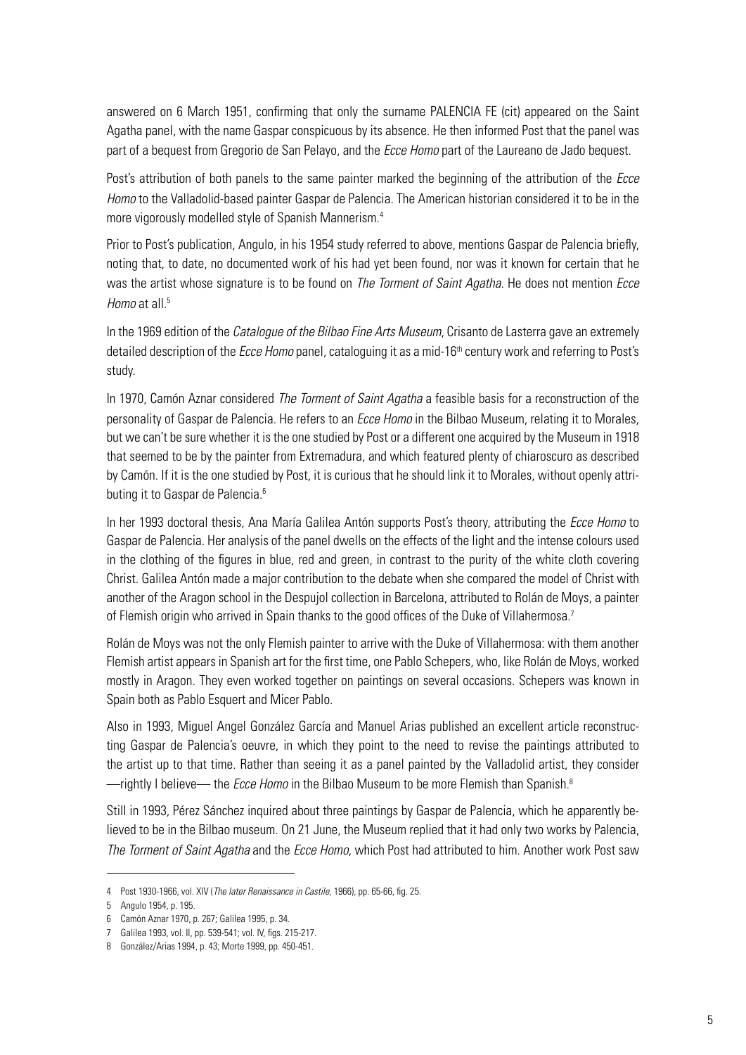answered on 6 March 1951, confirming that only the surname PALENCIA FE (cit) appeared on the Saint Agatha panel, with the name Gaspar conspicuous by its absence. He then informed Post that the panel was part of a bequest from Gregorio de San Pelayo, and the *Ecce Homo* part of the Laureano de Jado bequest.

Post's attribution of both panels to the same painter marked the beginning of the attribution of the *Ecce Homo* to the Valladolid-based painter Gaspar de Palencia. The American historian considered it to be in the more vigorously modelled style of Spanish Mannerism.[4]

Prior to Post's publication, Angulo, in his 1954 study referred to above, mentions Gaspar de Palencia briefly, noting that, to date, no documented work of his had yet been found, nor was it known for certain that he was the artist whose signature is to be found on *The Torment of Saint Agatha.* He does not mention *Ecce Homo* at all.[5]

In the 1969 edition of the *Catalogue of the Bilbao Fine Arts Museum*, Crisanto de Lasterra gave an extremely detailed description of the *Ecce Homo* panel, cataloguing it as a mid-16th century work and referring to Post's study.

In 1970, Camón Aznar considered *The Torment of Saint Agatha* a feasible basis for a reconstruction of the personality of Gaspar de Palencia. He refers to an *Ecce Homo* in the Bilbao Museum, relating it to Morales, but we can't be sure whether it is the one studied by Post or a different one acquired by the Museum in 1918 that seemed to be by the painter from Extremadura, and which featured plenty of chiaroscuro as described by Camón. If it is the one studied by Post, it is curious that he should link it to Morales, without openly attributing it to Gaspar de Palencia.[6]

In her 1993 doctoral thesis, Ana María Galilea Antón supports Post's theory, attributing the *Ecce Homo* to Gaspar de Palencia. Her analysis of the panel dwells on the effects of the light and the intense colours used in the clothing of the figures in blue, red and green, in contrast to the purity of the white cloth covering Christ. Galilea Antón made a major contribution to the debate when she compared the model of Christ with another of the Aragon school in the Despujol collection in Barcelona, attributed to Rolán de Moys, a painter of Flemish origin who arrived in Spain thanks to the good offices of the Duke of Villahermosa.[7]

Rolán de Moys was not the only Flemish painter to arrive with the Duke of Villahermosa: with them another Flemish artist appears in Spanish art for the first time, one Pablo Schepers, who, like Rolán de Moys, worked mostly in Aragon. They even worked together on paintings on several occasions. Schepers was known in Spain both as Pablo Esquert and Micer Pablo.

Also in 1993, Miguel Angel González García and Manuel Arias published an excellent article reconstructing Gaspar de Palencia's oeuvre, in which they point to the need to revise the paintings attributed to the artist up to that time. Rather than seeing it as a panel painted by the Valladolid artist, they consider —rightly I believe— the *Ecce Homo* in the Bilbao Museum to be more Flemish than Spanish.[8]

Still in 1993, Pérez Sánchez inquired about three paintings by Gaspar de Palencia, which he apparently believed to be in the Bilbao museum. On 21 June, the Museum replied that it had only two works by Palencia, *The Torment of Saint Agatha* and the *Ecce Homo*, which Post had attributed to him. Another work Post saw

---

4 Post 1930-1966, vol. XIV (*The later Renaissance in Castile,* 1966), pp. 65-66, fig. 25.

5 Angulo 1954, p. 195.

6 Camón Aznar 1970, p. 267; Galilea 1995, p. 34.

7 Galilea 1993, vol. II, pp. 539-541; vol. IV, figs. 215-217.

8 González/Arias 1994, p. 43; Morte 1999, pp. 450-451.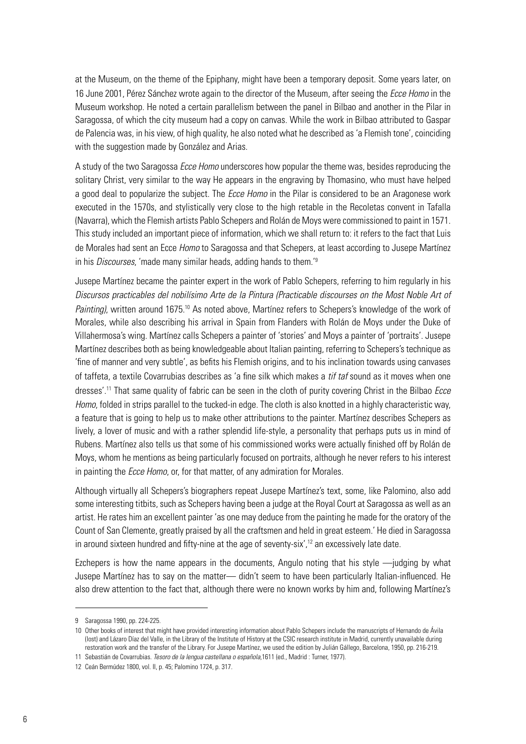at the Museum, on the theme of the Epiphany, might have been a temporary deposit. Some years later, on 16 June 2001, Pérez Sánchez wrote again to the director of the Museum, after seeing the *Ecce Homo* in the Museum workshop. He noted a certain parallelism between the panel in Bilbao and another in the Pilar in Saragossa, of which the city museum had a copy on canvas. While the work in Bilbao attributed to Gaspar de Palencia was, in his view, of high quality, he also noted what he described as 'a Flemish tone', coinciding with the suggestion made by González and Arias.

A study of the two Saragossa *Ecce Homo* underscores how popular the theme was, besides reproducing the solitary Christ, very similar to the way He appears in the engraving by Thomasino, who must have helped a good deal to popularize the subject. The *Ecce Homo* in the Pilar is considered to be an Aragonese work executed in the 1570s, and stylistically very close to the high retable in the Recoletas convent in Tafalla (Navarra), which the Flemish artists Pablo Schepers and Rolán de Moys were commissioned to paint in 1571. This study included an important piece of information, which we shall return to: it refers to the fact that Luis de Morales had sent an Ecce *Homo* to Saragossa and that Schepers, at least according to Jusepe Martínez in his *Discourses*, 'made many similar heads, adding hands to them.'[9]

Jusepe Martínez became the painter expert in the work of Pablo Schepers, referring to him regularly in his *Discursos practicables del nobilísimo Arte de la Pintura (Practicable discourses on the Most Noble Art of Painting)*, written around 1675.[10] As noted above, Martínez refers to Schepers's knowledge of the work of Morales, while also describing his arrival in Spain from Flanders with Rolán de Moys under the Duke of Villahermosa's wing. Martínez calls Schepers a painter of 'stories' and Moys a painter of 'portraits'. Jusepe Martínez describes both as being knowledgeable about Italian painting, referring to Schepers's technique as 'fine of manner and very subtle', as befits his Flemish origins, and to his inclination towards using canvases of taffeta, a textile Covarrubias describes as 'a fine silk which makes a *tif taf* sound as it moves when one dresses'.[11] That same quality of fabric can be seen in the cloth of purity covering Christ in the Bilbao *Ecce Homo*, folded in strips parallel to the tucked-in edge. The cloth is also knotted in a highly characteristic way, a feature that is going to help us to make other attributions to the painter. Martínez describes Schepers as lively, a lover of music and with a rather splendid life-style, a personality that perhaps puts us in mind of Rubens. Martínez also tells us that some of his commissioned works were actually finished off by Rolán de Moys, whom he mentions as being particularly focused on portraits, although he never refers to his interest in painting the *Ecce Homo*, or, for that matter, of any admiration for Morales.

Although virtually all Schepers's biographers repeat Jusepe Martínez's text, some, like Palomino, also add some interesting titbits, such as Schepers having been a judge at the Royal Court at Saragossa as well as an artist. He rates him an excellent painter 'as one may deduce from the painting he made for the oratory of the Count of San Clemente, greatly praised by all the craftsmen and held in great esteem.' He died in Saragossa in around sixteen hundred and fifty-nine at the age of seventy-six',[12] an excessively late date.

Ezchepers is how the name appears in the documents, Angulo noting that his style —judging by what Jusepe Martínez has to say on the matter— didn't seem to have been particularly Italian-influenced. He also drew attention to the fact that, although there were no known works by him and, following Martínez's

---

9 Saragossa 1990, pp. 224-225.

10 Other books of interest that might have provided interesting information about Pablo Schepers include the manuscripts of Hernando de Ávila (lost) and Lázaro Díaz del Valle, in the Library of the Institute of History at the CSIC research institute in Madrid, currently unavailable during restoration work and the transfer of the Library. For Jusepe Martínez, we used the edition by Julián Gállego, Barcelona, 1950, pp. 216-219.

11 Sebastián de Covarrubias. *Tesoro de la lengua castellana o española*,1611 (ed., Madrid : Turner, 1977).

12 Ceán Bermúdez 1800, vol. II, p. 45; Palomino 1724, p. 317.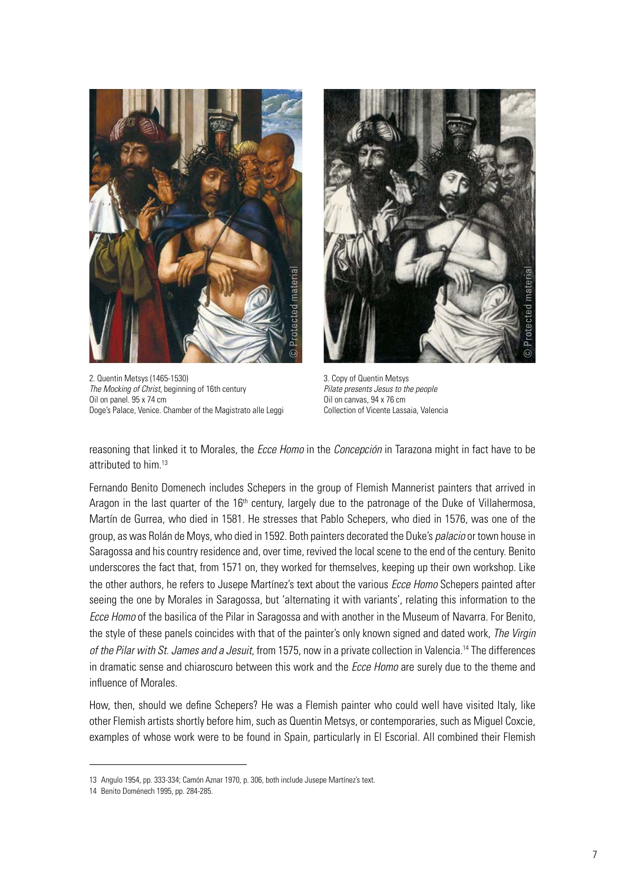2. Quentin Metsys (1465-1530)
*The Mocking of Christ*, beginning of 16th century
Oil on panel. 95 x 74 cm
Doge's Palace, Venice. Chamber of the Magistrato alle Leggi

3. Copy of Quentin Metsys
*Pilate presents Jesus to the people*
Oil on canvas, 94 x 76 cm
Collection of Vicente Lassaia, Valencia

reasoning that linked it to Morales, the *Ecce Homo* in the *Concepción* in Tarazona might in fact have to be attributed to him.[13]

Fernando Benito Domenech includes Schepers in the group of Flemish Mannerist painters that arrived in Aragon in the last quarter of the 16th century, largely due to the patronage of the Duke of Villahermosa, Martín de Gurrea, who died in 1581. He stresses that Pablo Schepers, who died in 1576, was one of the group, as was Rolán de Moys, who died in 1592. Both painters decorated the Duke's *palacio* or town house in Saragossa and his country residence and, over time, revived the local scene to the end of the century. Benito underscores the fact that, from 1571 on, they worked for themselves, keeping up their own workshop. Like the other authors, he refers to Jusepe Martínez's text about the various *Ecce Homo* Schepers painted after seeing the one by Morales in Saragossa, but 'alternating it with variants', relating this information to the *Ecce Homo* of the basilica of the Pilar in Saragossa and with another in the Museum of Navarra. For Benito, the style of these panels coincides with that of the painter's only known signed and dated work, *The Virgin of the Pilar with St. James and a Jesuit*, from 1575, now in a private collection in Valencia.[14] The differences in dramatic sense and chiaroscuro between this work and the *Ecce Homo* are surely due to the theme and influence of Morales.

How, then, should we define Schepers? He was a Flemish painter who could well have visited Italy, like other Flemish artists shortly before him, such as Quentin Metsys, or contemporaries, such as Miguel Coxcie, examples of whose work were to be found in Spain, particularly in El Escorial. All combined their Flemish

---

13 Angulo 1954, pp. 333-334; Camón Aznar 1970, p. 306, both include Jusepe Martínez's text.

14 Benito Doménech 1995, pp. 284-285.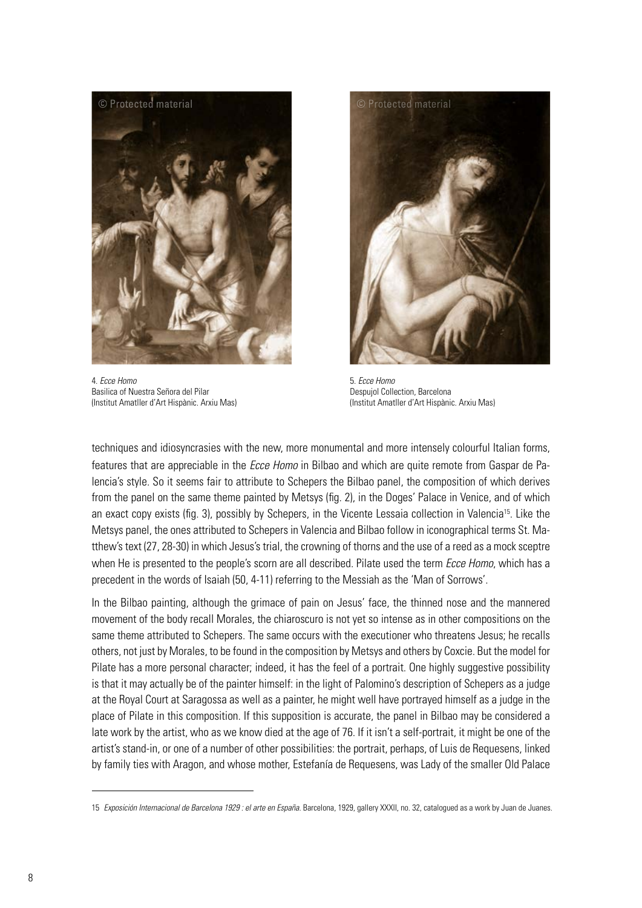4. *Ecce Homo*
Basilica of Nuestra Señora del Pilar
(Institut Amatller d'Art Hispànic. Arxiu Mas)

5. *Ecce Homo*
Despujol Collection, Barcelona
(Institut Amatller d'Art Hispànic. Arxiu Mas)

techniques and idiosyncrasies with the new, more monumental and more intensely colourful Italian forms, features that are appreciable in the *Ecce Homo* in Bilbao and which are quite remote from Gaspar de Palencia's style. So it seems fair to attribute to Schepers the Bilbao panel, the composition of which derives from the panel on the same theme painted by Metsys (fig. 2), in the Doges' Palace in Venice, and of which an exact copy exists (fig. 3), possibly by Schepers, in the Vicente Lessaia collection in Valencia[15]. Like the Metsys panel, the ones attributed to Schepers in Valencia and Bilbao follow in iconographical terms St. Matthew's text (27, 28-30) in which Jesus's trial, the crowning of thorns and the use of a reed as a mock sceptre when He is presented to the people's scorn are all described. Pilate used the term *Ecce Homo*, which has a precedent in the words of Isaiah (50, 4-11) referring to the Messiah as the 'Man of Sorrows'.

In the Bilbao painting, although the grimace of pain on Jesus' face, the thinned nose and the mannered movement of the body recall Morales, the chiaroscuro is not yet so intense as in other compositions on the same theme attributed to Schepers. The same occurs with the executioner who threatens Jesus; he recalls others, not just by Morales, to be found in the composition by Metsys and others by Coxcie. But the model for Pilate has a more personal character; indeed, it has the feel of a portrait. One highly suggestive possibility is that it may actually be of the painter himself: in the light of Palomino's description of Schepers as a judge at the Royal Court at Saragossa as well as a painter, he might well have portrayed himself as a judge in the place of Pilate in this composition. If this supposition is accurate, the panel in Bilbao may be considered a late work by the artist, who as we know died at the age of 76. If it isn't a self-portrait, it might be one of the artist's stand-in, or one of a number of other possibilities: the portrait, perhaps, of Luis de Requesens, linked by family ties with Aragon, and whose mother, Estefanía de Requesens, was Lady of the smaller Old Palace

---

15 *Exposición Internacional de Barcelona 1929 : el arte en España.* Barcelona, 1929, gallery XXXII, no. 32, catalogued as a work by Juan de Juanes.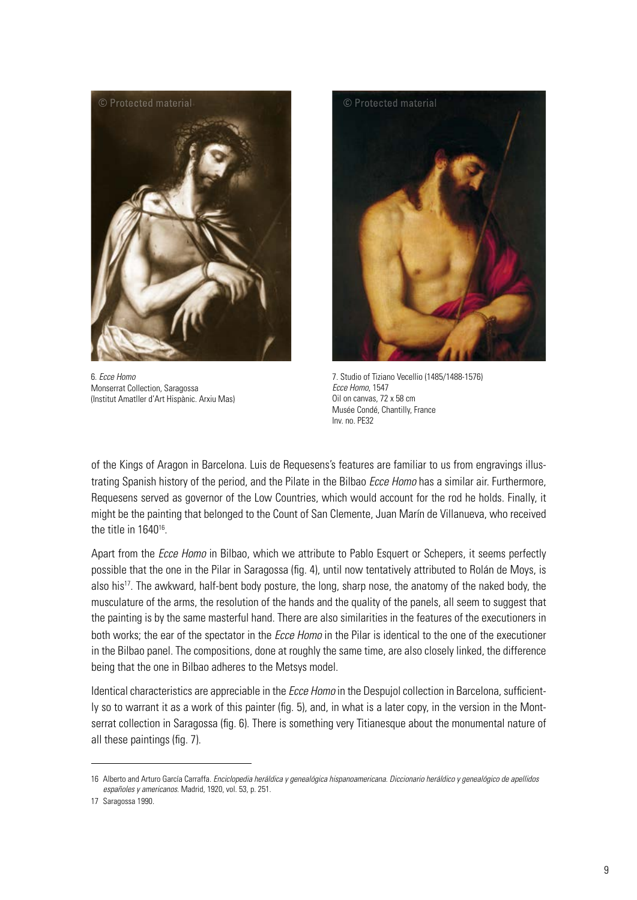6. *Ecce Homo*
Monserrat Collection, Saragossa
(Institut Amatller d'Art Hispànic. Arxiu Mas)

7. Studio of Tiziano Vecellio (1485/1488-1576)
*Ecce Homo*, 1547
Oil on canvas, 72 x 58 cm
Musée Condé, Chantilly, France
Inv. no. PE32

of the Kings of Aragon in Barcelona. Luis de Requesens's features are familiar to us from engravings illustrating Spanish history of the period, and the Pilate in the Bilbao *Ecce Homo* has a similar air. Furthermore, Requesens served as governor of the Low Countries, which would account for the rod he holds. Finally, it might be the painting that belonged to the Count of San Clemente, Juan Marín de Villanueva, who received the title in 1640[16].

Apart from the *Ecce Homo* in Bilbao, which we attribute to Pablo Esquert or Schepers, it seems perfectly possible that the one in the Pilar in Saragossa (fig. 4), until now tentatively attributed to Rolán de Moys, is also his[17]. The awkward, half-bent body posture, the long, sharp nose, the anatomy of the naked body, the musculature of the arms, the resolution of the hands and the quality of the panels, all seem to suggest that the painting is by the same masterful hand. There are also similarities in the features of the executioners in both works; the ear of the spectator in the *Ecce Homo* in the Pilar is identical to the one of the executioner in the Bilbao panel. The compositions, done at roughly the same time, are also closely linked, the difference being that the one in Bilbao adheres to the Metsys model.

Identical characteristics are appreciable in the *Ecce Homo* in the Despujol collection in Barcelona, sufficiently so to warrant it as a work of this painter (fig. 5), and, in what is a later copy, in the version in the Montserrat collection in Saragossa (fig. 6). There is something very Titianesque about the monumental nature of all these paintings (fig. 7).

---

16 Alberto and Arturo García Carraffa. *Enciclopedia heráldica y genealógica hispanoamericana. Diccionario heráldico y genealógico de apellidos españoles y americanos*. Madrid, 1920, vol. 53, p. 251.

17 Saragossa 1990.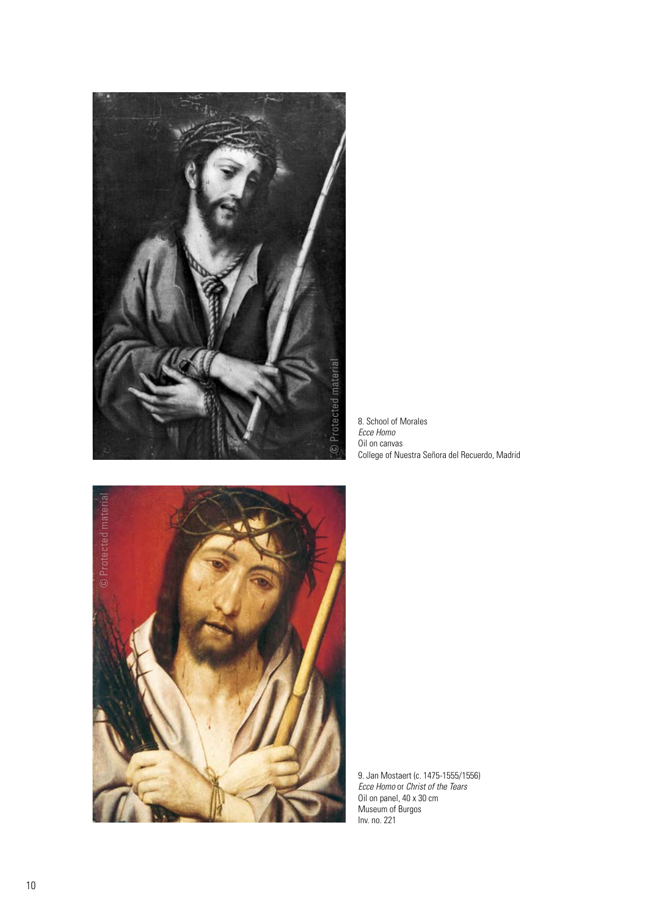8. School of Morales
*Ecce Homo*
Oil on canvas
College of Nuestra Señora del Recuerdo, Madrid

9. Jan Mostaert (c. 1475-1555/1556)
*Ecce Homo* or *Christ of the Tears*
Oil on panel, 40 x 30 cm
Museum of Burgos
Inv. no. 221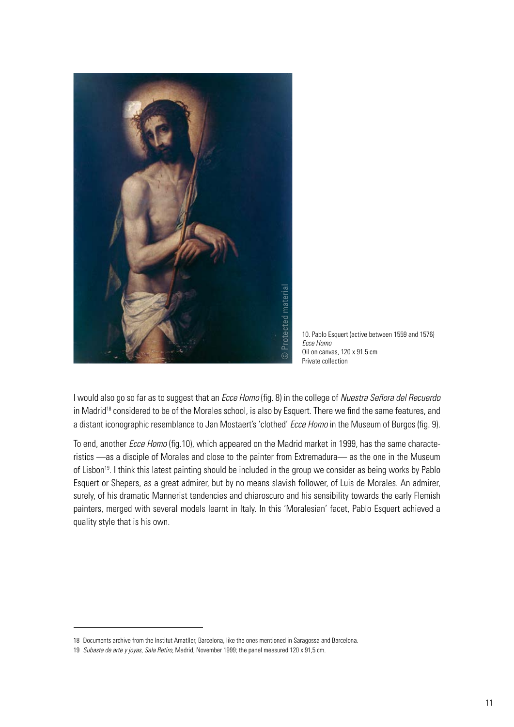10. Pablo Esquert (active between 1559 and 1576)
*Ecce Homo*
Oil on canvas, 120 x 91.5 cm
Private collection

I would also go so far as to suggest that an *Ecce Homo* (fig. 8) in the college of *Nuestra Señora del Recuerdo* in Madrid[18] considered to be of the Morales school, is also by Esquert. There we find the same features, and a distant iconographic resemblance to Jan Mostaert's 'clothed' *Ecce Homo* in the Museum of Burgos (fig. 9).

To end, another *Ecce Homo* (fig.10), which appeared on the Madrid market in 1999, has the same characteristics —as a disciple of Morales and close to the painter from Extremadura— as the one in the Museum of Lisbon[19]. I think this latest painting should be included in the group we consider as being works by Pablo Esquert or Shepers, as a great admirer, but by no means slavish follower, of Luis de Morales. An admirer, surely, of his dramatic Mannerist tendencies and chiaroscuro and his sensibility towards the early Flemish painters, merged with several models learnt in Italy. In this 'Moralesian' facet, Pablo Esquert achieved a quality style that is his own.

---

18 Documents archive from the Institut Amatller, Barcelona, like the ones mentioned in Saragossa and Barcelona.

19 *Subasta de arte y joyas, Sala Retiro,* Madrid, November 1999; the panel measured 120 x 91,5 cm.